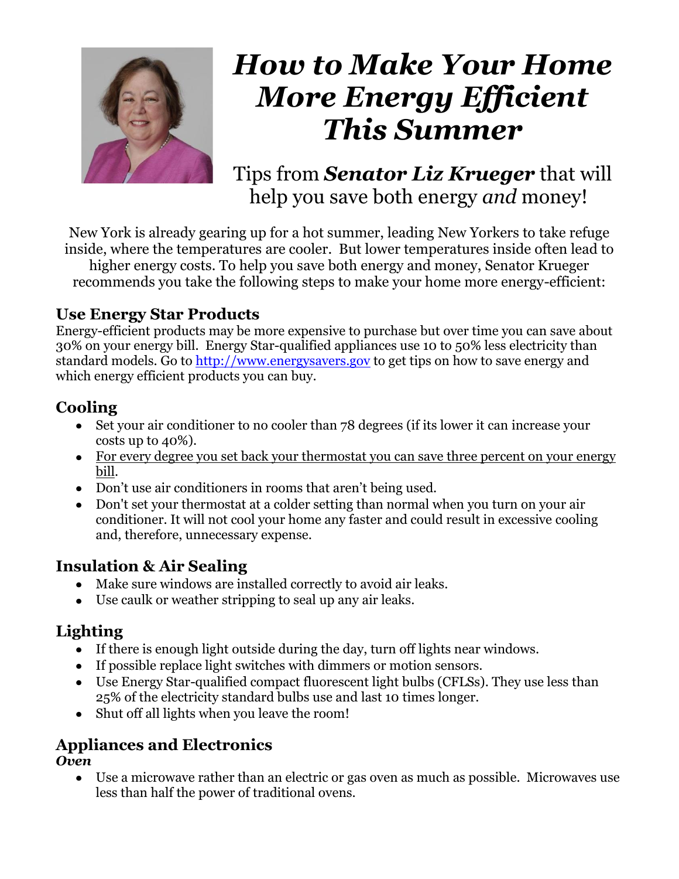# *How to Make Your Home More Energy Efficient This Summer*

Tips from ***Senator Liz Krueger*** that will help you save both energy *and* money!

New York is already gearing up for a hot summer, leading New Yorkers to take refuge inside, where the temperatures are cooler. But lower temperatures inside often lead to higher energy costs. To help you save both energy and money, Senator Krueger recommends you take the following steps to make your home more energy-efficient:

## Use Energy Star Products

Energy-efficient products may be more expensive to purchase but over time you can save about 30% on your energy bill. Energy Star-qualified appliances use 10 to 50% less electricity than standard models. Go to http://www.energysavers.gov to get tips on how to save energy and which energy efficient products you can buy.

## Cooling

- Set your air conditioner to no cooler than 78 degrees (if its lower it can increase your costs up to 40%).
- For every degree you set back your thermostat you can save three percent on your energy bill.
- Don't use air conditioners in rooms that aren't being used.
- Don't set your thermostat at a colder setting than normal when you turn on your air conditioner. It will not cool your home any faster and could result in excessive cooling and, therefore, unnecessary expense.

## Insulation & Air Sealing

- Make sure windows are installed correctly to avoid air leaks.
- Use caulk or weather stripping to seal up any air leaks.

## Lighting

- If there is enough light outside during the day, turn off lights near windows.
- If possible replace light switches with dimmers or motion sensors.
- Use Energy Star-qualified compact fluorescent light bulbs (CFLSs). They use less than 25% of the electricity standard bulbs use and last 10 times longer.
- Shut off all lights when you leave the room!

## Appliances and Electronics

***Oven***

- Use a microwave rather than an electric or gas oven as much as possible. Microwaves use less than half the power of traditional ovens.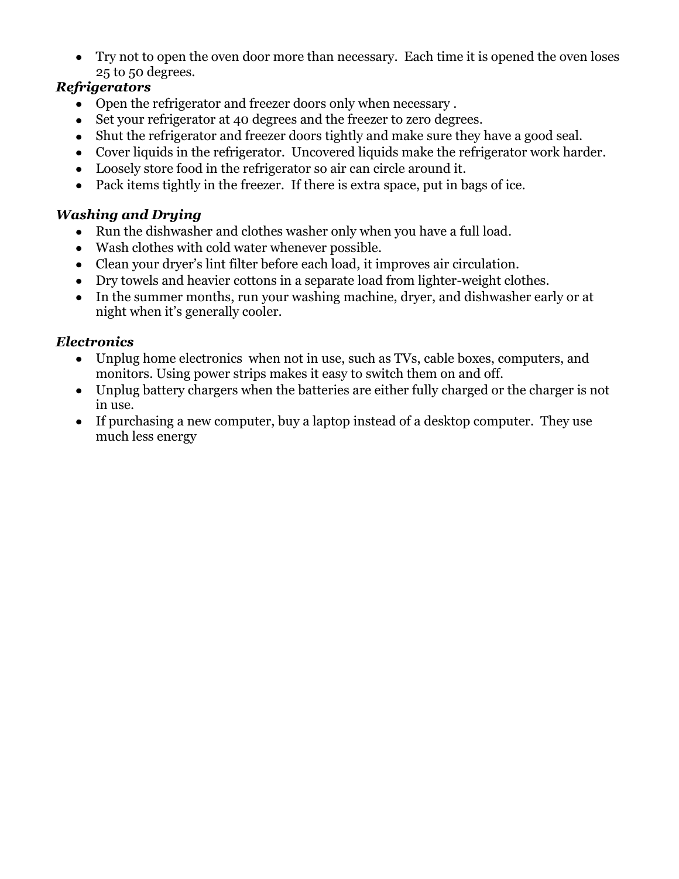- Try not to open the oven door more than necessary. Each time it is opened the oven loses 25 to 50 degrees.

***Refrigerators***

- Open the refrigerator and freezer doors only when necessary .
- Set your refrigerator at 40 degrees and the freezer to zero degrees.
- Shut the refrigerator and freezer doors tightly and make sure they have a good seal.
- Cover liquids in the refrigerator. Uncovered liquids make the refrigerator work harder.
- Loosely store food in the refrigerator so air can circle around it.
- Pack items tightly in the freezer. If there is extra space, put in bags of ice.

***Washing and Drying***

- Run the dishwasher and clothes washer only when you have a full load.
- Wash clothes with cold water whenever possible.
- Clean your dryer's lint filter before each load, it improves air circulation.
- Dry towels and heavier cottons in a separate load from lighter-weight clothes.
- In the summer months, run your washing machine, dryer, and dishwasher early or at night when it's generally cooler.

***Electronics***

- Unplug home electronics when not in use, such as TVs, cable boxes, computers, and monitors. Using power strips makes it easy to switch them on and off.
- Unplug battery chargers when the batteries are either fully charged or the charger is not in use.
- If purchasing a new computer, buy a laptop instead of a desktop computer. They use much less energy